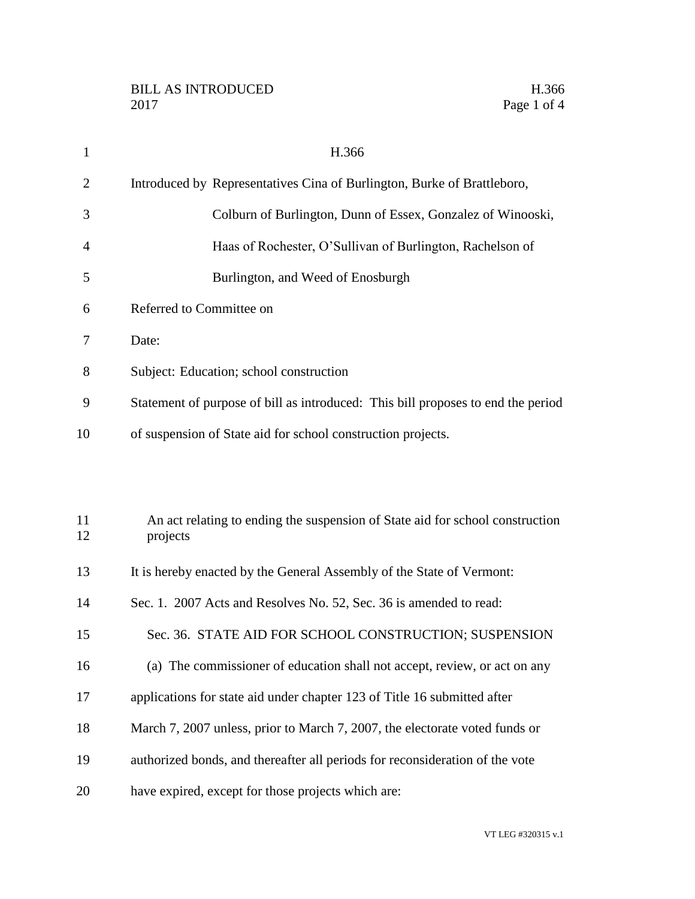BILL AS INTRODUCED H.366
2017

# H.366

Introduced by Representatives Cina of Burlington, Burke of Brattleboro, Colburn of Burlington, Dunn of Essex, Gonzalez of Winooski, Haas of Rochester, O'Sullivan of Burlington, Rachelson of Burlington, and Weed of Enosburgh

Referred to Committee on

Date:

Subject: Education; school construction

Statement of purpose of bill as introduced: This bill proposes to end the period of suspension of State aid for school construction projects.

An act relating to ending the suspension of State aid for school construction projects

It is hereby enacted by the General Assembly of the State of Vermont:

Sec. 1. 2007 Acts and Resolves No. 52, Sec. 36 is amended to read:

Sec. 36. STATE AID FOR SCHOOL CONSTRUCTION; SUSPENSION

(a) The commissioner of education shall not accept, review, or act on any applications for state aid under chapter 123 of Title 16 submitted after March 7, 2007 unless, prior to March 7, 2007, the electorate voted funds or authorized bonds, and thereafter all periods for reconsideration of the vote have expired, except for those projects which are: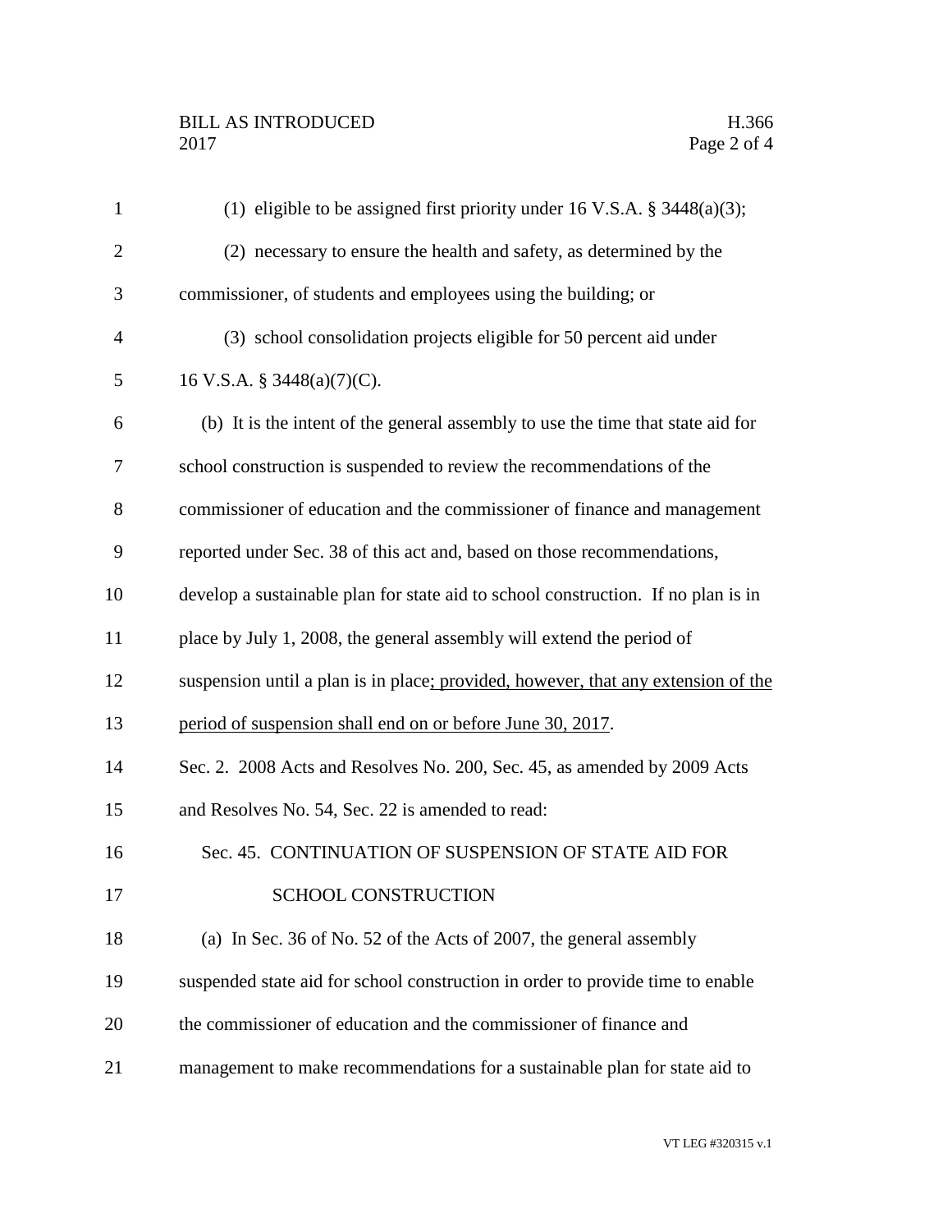(1) eligible to be assigned first priority under 16 V.S.A. § 3448(a)(3);

(2) necessary to ensure the health and safety, as determined by the commissioner, of students and employees using the building; or

(3) school consolidation projects eligible for 50 percent aid under 16 V.S.A. § 3448(a)(7)(C).

(b) It is the intent of the general assembly to use the time that state aid for school construction is suspended to review the recommendations of the commissioner of education and the commissioner of finance and management reported under Sec. 38 of this act and, based on those recommendations, develop a sustainable plan for state aid to school construction. If no plan is in place by July 1, 2008, the general assembly will extend the period of suspension until a plan is in place<u>; provided, however, that any extension of the period of suspension shall end on or before June 30, 2017</u>.

Sec. 2. 2008 Acts and Resolves No. 200, Sec. 45, as amended by 2009 Acts and Resolves No. 54, Sec. 22 is amended to read:

Sec. 45. CONTINUATION OF SUSPENSION OF STATE AID FOR SCHOOL CONSTRUCTION

(a) In Sec. 36 of No. 52 of the Acts of 2007, the general assembly suspended state aid for school construction in order to provide time to enable the commissioner of education and the commissioner of finance and management to make recommendations for a sustainable plan for state aid to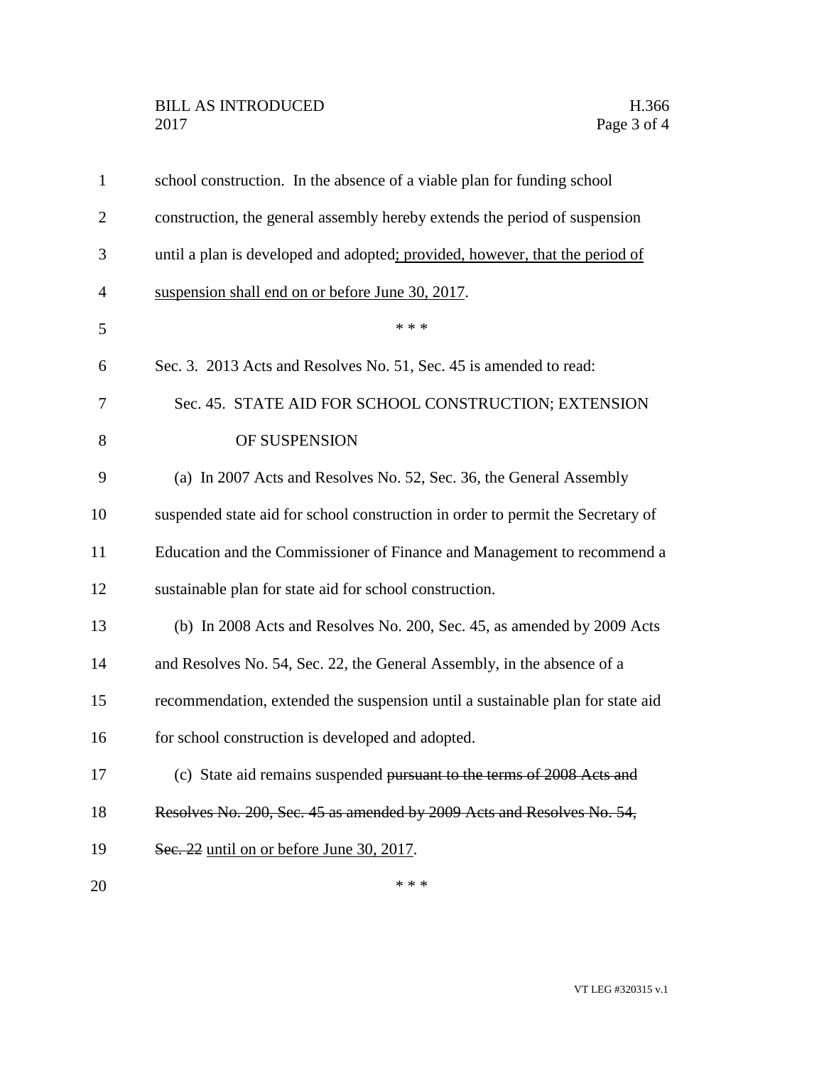school construction. In the absence of a viable plan for funding school construction, the general assembly hereby extends the period of suspension until a plan is developed and adopted<u>; provided, however, that the period of suspension shall end on or before June 30, 2017</u>.

\* \* \*

Sec. 3. 2013 Acts and Resolves No. 51, Sec. 45 is amended to read:

Sec. 45. STATE AID FOR SCHOOL CONSTRUCTION; EXTENSION OF SUSPENSION

(a) In 2007 Acts and Resolves No. 52, Sec. 36, the General Assembly suspended state aid for school construction in order to permit the Secretary of Education and the Commissioner of Finance and Management to recommend a sustainable plan for state aid for school construction.

(b) In 2008 Acts and Resolves No. 200, Sec. 45, as amended by 2009 Acts and Resolves No. 54, Sec. 22, the General Assembly, in the absence of a recommendation, extended the suspension until a sustainable plan for state aid for school construction is developed and adopted.

(c) State aid remains suspended ~~pursuant to the terms of 2008 Acts and Resolves No. 200, Sec. 45 as amended by 2009 Acts and Resolves No. 54, Sec. 22~~ <u>until on or before June 30, 2017</u>.

\* \* \*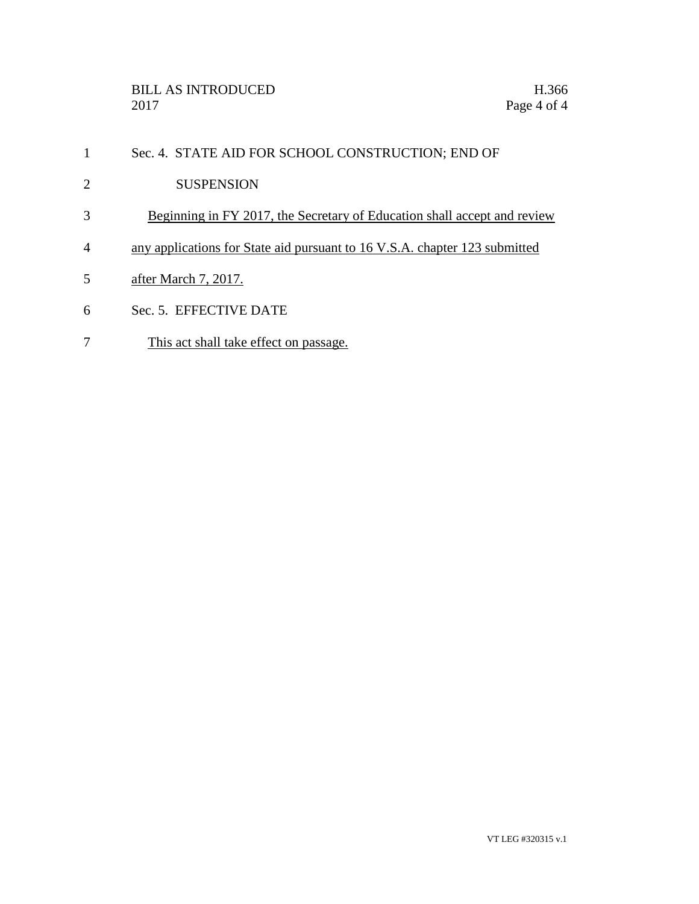Sec. 4. STATE AID FOR SCHOOL CONSTRUCTION; END OF SUSPENSION

Beginning in FY 2017, the Secretary of Education shall accept and review any applications for State aid pursuant to 16 V.S.A. chapter 123 submitted after March 7, 2017.

Sec. 5. EFFECTIVE DATE

This act shall take effect on passage.